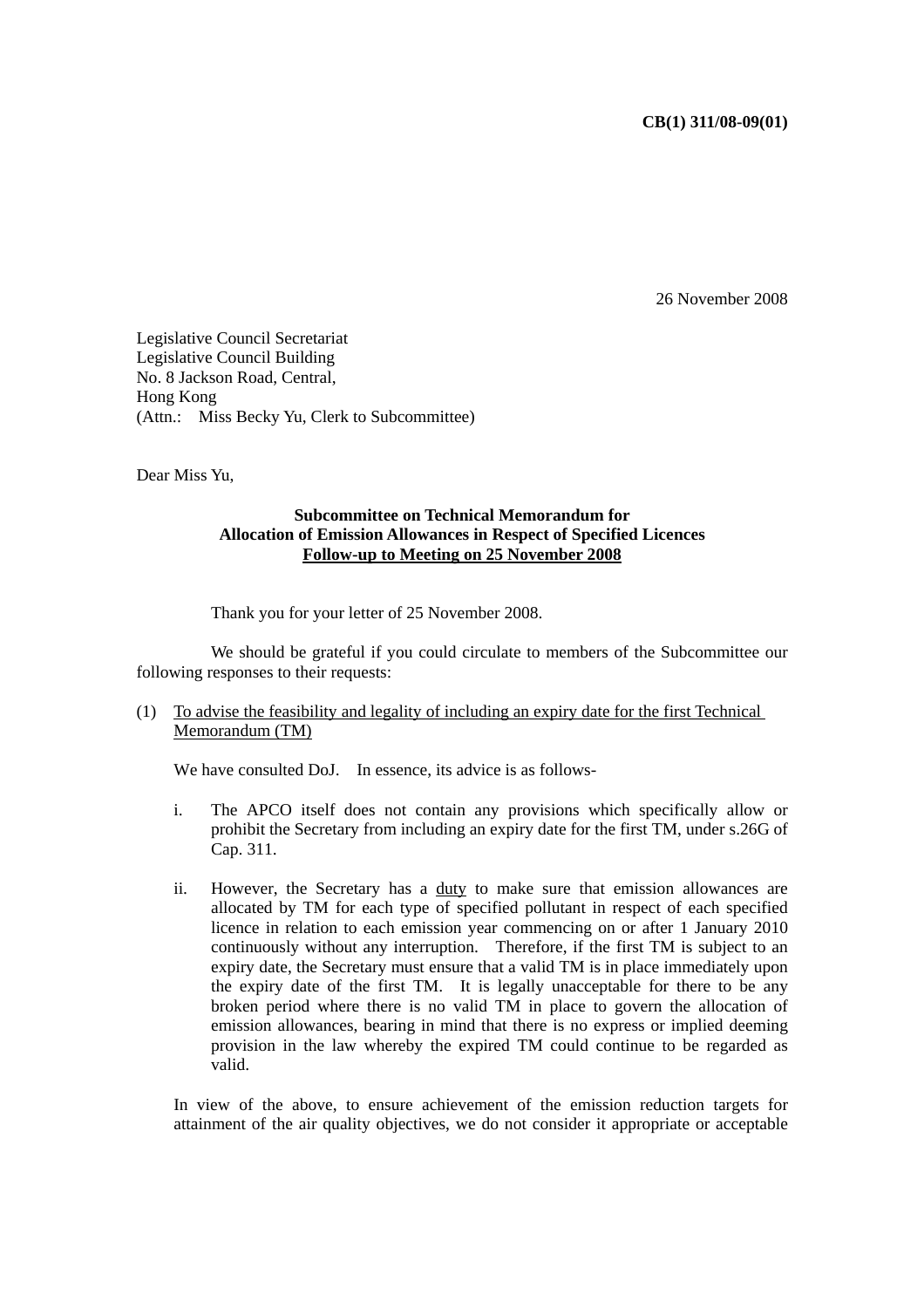**CB(1) 311/08-09(01)**

26 November 2008

Legislative Council Secretariat
Legislative Council Building
No. 8 Jackson Road, Central,
Hong Kong
(Attn.: Miss Becky Yu, Clerk to Subcommittee)

Dear Miss Yu,

**Subcommittee on Technical Memorandum for**
**Allocation of Emission Allowances in Respect of Specified Licences**
**Follow-up to Meeting on 25 November 2008**

Thank you for your letter of 25 November 2008.

We should be grateful if you could circulate to members of the Subcommittee our following responses to their requests:

(1) To advise the feasibility and legality of including an expiry date for the first Technical Memorandum (TM)

We have consulted DoJ. In essence, its advice is as follows-

i. The APCO itself does not contain any provisions which specifically allow or prohibit the Secretary from including an expiry date for the first TM, under s.26G of Cap. 311.

ii. However, the Secretary has a duty to make sure that emission allowances are allocated by TM for each type of specified pollutant in respect of each specified licence in relation to each emission year commencing on or after 1 January 2010 continuously without any interruption. Therefore, if the first TM is subject to an expiry date, the Secretary must ensure that a valid TM is in place immediately upon the expiry date of the first TM. It is legally unacceptable for there to be any broken period where there is no valid TM in place to govern the allocation of emission allowances, bearing in mind that there is no express or implied deeming provision in the law whereby the expired TM could continue to be regarded as valid.

In view of the above, to ensure achievement of the emission reduction targets for attainment of the air quality objectives, we do not consider it appropriate or acceptable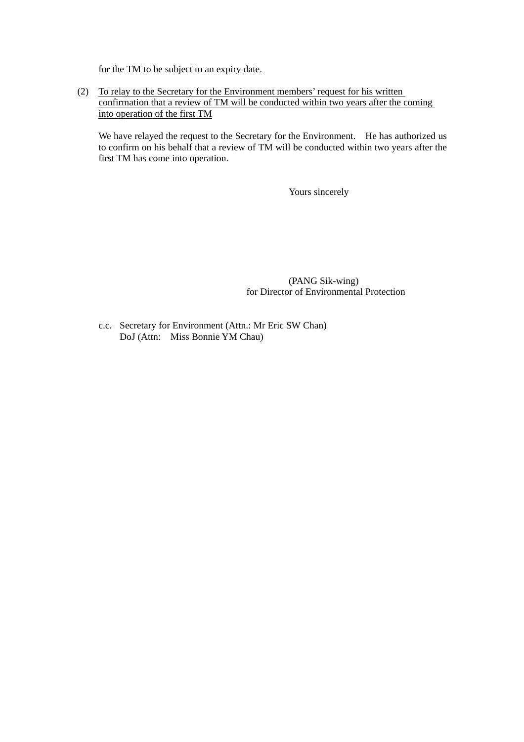for the TM to be subject to an expiry date.

(2) <u>To relay to the Secretary for the Environment members' request for his written confirmation that a review of TM will be conducted within two years after the coming into operation of the first TM</u>

We have relayed the request to the Secretary for the Environment. He has authorized us to confirm on his behalf that a review of TM will be conducted within two years after the first TM has come into operation.

Yours sincerely

(PANG Sik-wing)
for Director of Environmental Protection

c.c. Secretary for Environment (Attn.: Mr Eric SW Chan)
DoJ (Attn: Miss Bonnie YM Chau)